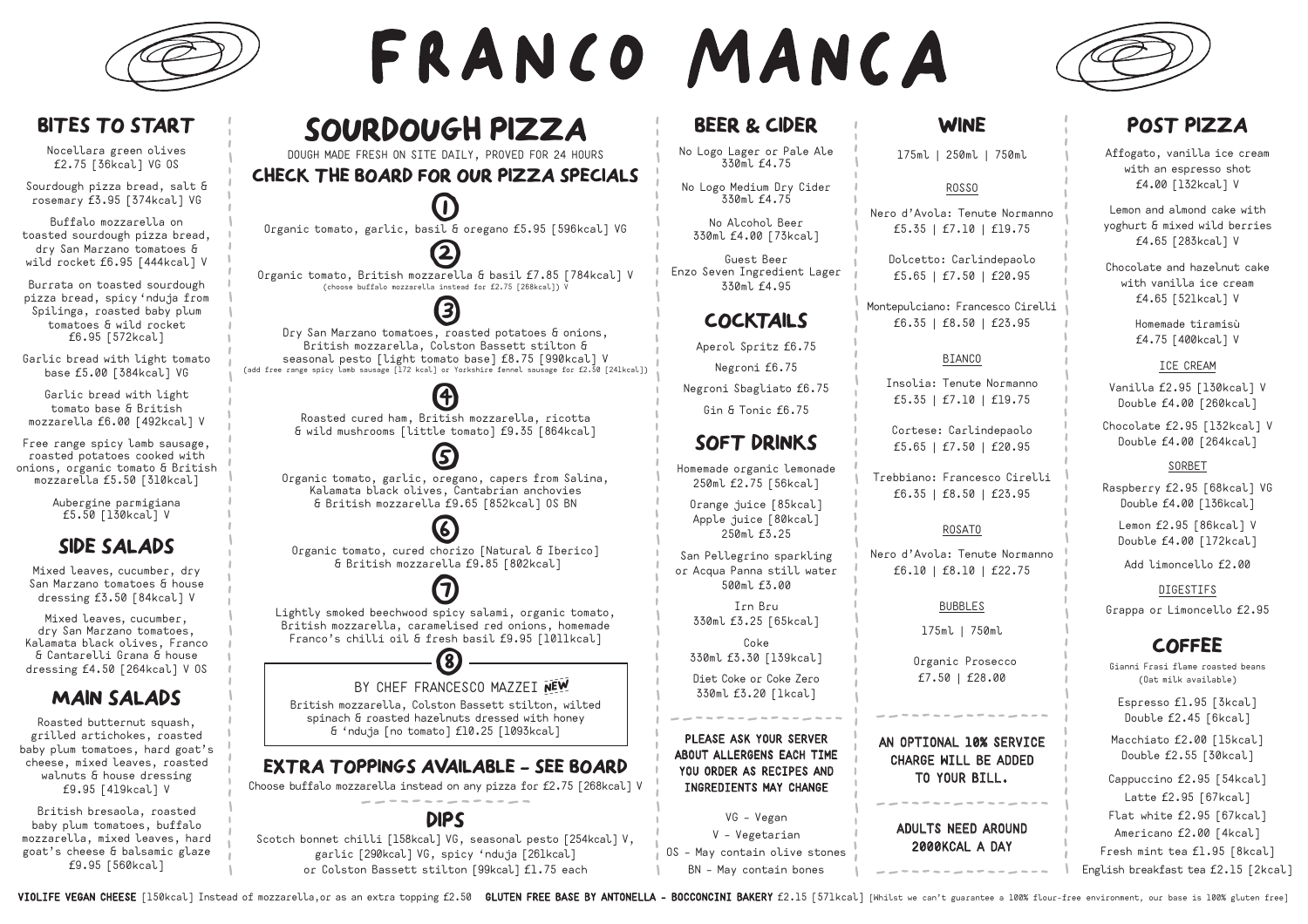# FRANCO MANCA

## BITES TO START

Nocellara green olives £2.75 [36kcal] VG OS

Sourdough pizza bread, salt & rosemary £3.95 [374kcal] VG

Buffalo mozzarella on toasted sourdough pizza bread, dry San Marzano tomatoes & wild rocket £6.95 [444kcal] V

Burrata on toasted sourdough pizza bread, spicy 'nduja from Spilinga, roasted baby plum tomatoes & wild rocket £6.95 [572kcal]

Garlic bread with light tomato base £5.00 [384kcal] VG

Garlic bread with light tomato base & British mozzarella £6.00 [492kcal] V

Free range spicy lamb sausage, roasted potatoes cooked with onions, organic tomato & British mozzarella £5.50 [310kcal]

Aubergine parmigiana £5.50 [130kcal] V

## SIDE SALADS

Mixed leaves, cucumber, dry San Marzano tomatoes & house dressing £3.50 [84kcal] V

Mixed leaves, cucumber, dry San Marzano tomatoes, Kalamata black olives, Franco & Cantarelli Grana & house dressing £4.50 [264kcal] V OS

## MAIN SALADS

Roasted butternut squash, grilled artichokes, roasted baby plum tomatoes, hard goat's cheese, mixed leaves, roasted walnuts & house dressing £9.95 [419kcal] V

British bresaola, roasted baby plum tomatoes, buffalo mozzarella, mixed leaves, hard goat's cheese & balsamic glaze £9.95 [560kcal]

## SOURDOUGH PIZZA

DOUGH MADE FRESH ON SITE DAILY, PROVED FOR 24 HOURS

### CHECK THE BOARD FOR OUR PIZZA SPECIALS

**1**
Organic tomato, garlic, basil & oregano £5.95 [596kcal] VG

**2**
Organic tomato, British mozzarella & basil £7.85 [784kcal] V
(choose buffalo mozzarella instead for £2.75 [268kcal]) V

**3**
Dry San Marzano tomatoes, roasted potatoes & onions, British mozzarella, Colston Bassett stilton & seasonal pesto [light tomato base] £8.75 [990kcal] V
(add free range spicy lamb sausage [172 kcal] or Yorkshire fennel sausage for £2.50 [241kcal])

**4**
Roasted cured ham, British mozzarella, ricotta & wild mushrooms [little tomato] £9.35 [864kcal]

**5**
Organic tomato, garlic, oregano, capers from Salina, Kalamata black olives, Cantabrian anchovies & British mozzarella £9.65 [852kcal] OS BN

**6**
Organic tomato, cured chorizo [Natural & Iberico] & British mozzarella £9.85 [802kcal]

**7**
Lightly smoked beechwood spicy salami, organic tomato, British mozzarella, caramelised red onions, homemade Franco's chilli oil & fresh basil £9.95 [1011kcal]

**8**
BY CHEF FRANCESCO MAZZEI NEW
British mozzarella, Colston Bassett stilton, wilted spinach & roasted hazelnuts dressed with honey & 'nduja [no tomato] £10.25 [1093kcal]

### EXTRA TOPPINGS AVAILABLE - SEE BOARD

Choose buffalo mozzarella instead on any pizza for £2.75 [268kcal] V

### DIPS

Scotch bonnet chilli [158kcal] VG, seasonal pesto [254kcal] V, garlic [290kcal] VG, spicy 'nduja [261kcal] or Colston Bassett stilton [99kcal] £1.75 each

## BEER & CIDER

No Logo Lager or Pale Ale 330ml £4.75

No Logo Medium Dry Cider 330ml £4.75

No Alcohol Beer 330ml £4.00 [73kcal]

Guest Beer
Enzo Seven Ingredient Lager 330ml £4.95

## COCKTAILS

Aperol Spritz £6.75

Negroni £6.75

Negroni Sbagliato £6.75

Gin & Tonic £6.75

## SOFT DRINKS

Homemade organic lemonade 250ml £2.75 [56kcal]

Orange juice [85kcal]
Apple juice [80kcal]
250ml £3.25

San Pellegrino sparkling or Acqua Panna still water 500ml £3.00

Irn Bru 330ml £3.25 [65kcal]

Coke 330ml £3.30 [139kcal]

Diet Coke or Coke Zero 330ml £3.20 [1kcal]

**PLEASE ASK YOUR SERVER ABOUT ALLERGENS EACH TIME YOU ORDER AS RECIPES AND INGREDIENTS MAY CHANGE**

VG - Vegan
V - Vegetarian
OS - May contain olive stones
BN - May contain bones

## WINE

175ml | 250ml | 750ml

ROSSO

Nero d'Avola: Tenute Normanno £5.35 | £7.10 | £19.75

Dolcetto: Carlindepaolo £5.65 | £7.50 | £20.95

Montepulciano: Francesco Cirelli £6.35 | £8.50 | £23.95

BIANCO

Insolia: Tenute Normanno £5.35 | £7.10 | £19.75

Cortese: Carlindepaolo £5.65 | £7.50 | £20.95

Trebbiano: Francesco Cirelli £6.35 | £8.50 | £23.95

ROSATO

Nero d'Avola: Tenute Normanno £6.10 | £8.10 | £22.75

BUBBLES

175ml | 750ml

Organic Prosecco £7.50 | £28.00

**AN OPTIONAL 10% SERVICE CHARGE WILL BE ADDED TO YOUR BILL.**

**ADULTS NEED AROUND 2000KCAL A DAY**

## POST PIZZA

Affogato, vanilla ice cream with an espresso shot £4.00 [132kcal] V

Lemon and almond cake with yoghurt & mixed wild berries £4.65 [283kcal] V

Chocolate and hazelnut cake with vanilla ice cream £4.65 [521kcal] V

Homemade tiramisù £4.75 [400kcal] V

ICE CREAM

Vanilla £2.95 [130kcal] V
Double £4.00 [260kcal]

Chocolate £2.95 [132kcal] V
Double £4.00 [264kcal]

SORBET

Raspberry £2.95 [68kcal] VG
Double £4.00 [136kcal]

Lemon £2.95 [86kcal] V
Double £4.00 [172kcal]

Add limoncello £2.00

DIGESTIFS

Grappa or Limoncello £2.95

## COFFEE

Gianni Frasi flame roasted beans (Oat milk available)

Espresso £1.95 [3kcal]
Double £2.45 [6kcal]

Macchiato £2.00 [15kcal]
Double £2.55 [30kcal]

Cappuccino £2.95 [54kcal]

Latte £2.95 [67kcal]

Flat white £2.95 [67kcal]

Americano £2.00 [4kcal]

Fresh mint tea £1.95 [8kcal]

English breakfast tea £2.15 [2kcal]

**VIOLIFE VEGAN CHEESE** [150kcal] Instead of mozzarella,or as an extra topping £2.50 **GLUTEN FREE BASE BY ANTONELLA - BOCCONCINI BAKERY** £2.15 [571kcal] [Whilst we can't guarantee a 100% flour-free environment, our base is 100% gluten free]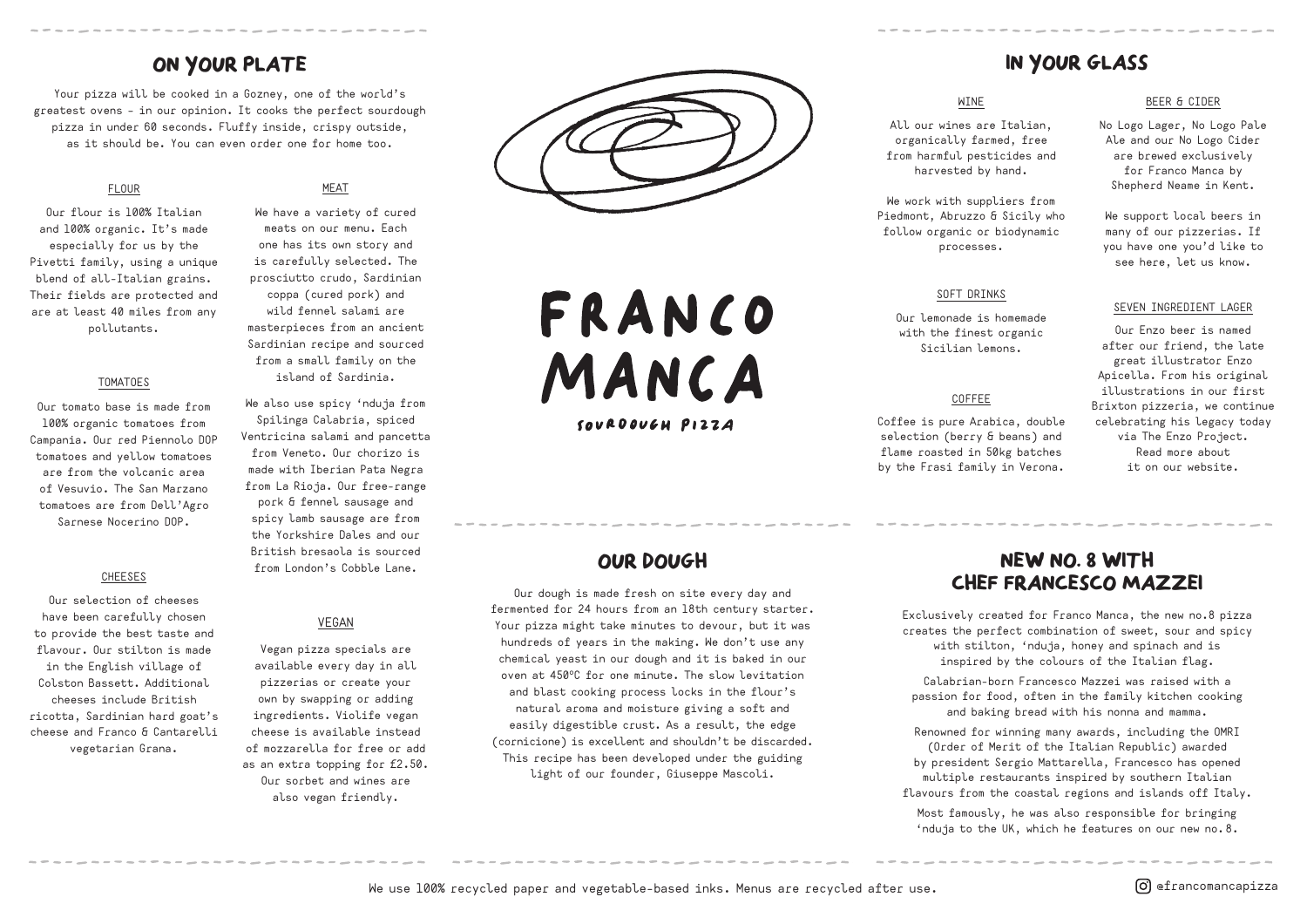## ON YOUR PLATE

Your pizza will be cooked in a Gozney, one of the world's greatest ovens - in our opinion. It cooks the perfect sourdough pizza in under 60 seconds. Fluffy inside, crispy outside, as it should be. You can even order one for home too.

### FLOUR

Our flour is 100% Italian and 100% organic. It's made especially for us by the Pivetti family, using a unique blend of all-Italian grains. Their fields are protected and are at least 40 miles from any pollutants.

### TOMATOES

Our tomato base is made from 100% organic tomatoes from Campania. Our red Piennolo DOP tomatoes and yellow tomatoes are from the volcanic area of Vesuvio. The San Marzano tomatoes are from Dell'Agro Sarnese Nocerino DOP.

### CHEESES

Our selection of cheeses have been carefully chosen to provide the best taste and flavour. Our stilton is made in the English village of Colston Bassett. Additional cheeses include British ricotta, Sardinian hard goat's cheese and Franco & Cantarelli vegetarian Grana.

### MEAT

We have a variety of cured meats on our menu. Each one has its own story and is carefully selected. The prosciutto crudo, Sardinian coppa (cured pork) and wild fennel salami are masterpieces from an ancient Sardinian recipe and sourced from a small family on the island of Sardinia.

We also use spicy 'nduja from Spilinga Calabria, spiced Ventricina salami and pancetta from Veneto. Our chorizo is made with Iberian Pata Negra from La Rioja. Our free-range pork & fennel sausage and spicy lamb sausage are from the Yorkshire Dales and our British bresaola is sourced from London's Cobble Lane.

### VEGAN

Vegan pizza specials are available every day in all pizzerias or create your own by swapping or adding ingredients. Violife vegan cheese is available instead of mozzarella for free or add as an extra topping for £2.50. Our sorbet and wines are also vegan friendly.

# FRANCO MANCA

SOURDOUGH PIZZA

## OUR DOUGH

Our dough is made fresh on site every day and fermented for 24 hours from an 18th century starter. Your pizza might take minutes to devour, but it was hundreds of years in the making. We don't use any chemical yeast in our dough and it is baked in our oven at 450ºC for one minute. The slow levitation and blast cooking process locks in the flour's natural aroma and moisture giving a soft and easily digestible crust. As a result, the edge (cornicione) is excellent and shouldn't be discarded. This recipe has been developed under the guiding light of our founder, Giuseppe Mascoli.

## IN YOUR GLASS

### WINE

All our wines are Italian, organically farmed, free from harmful pesticides and harvested by hand.

We work with suppliers from Piedmont, Abruzzo & Sicily who follow organic or biodynamic processes.

### SOFT DRINKS

Our lemonade is homemade with the finest organic Sicilian lemons.

### COFFEE

Coffee is pure Arabica, double selection (berry & beans) and flame roasted in 50kg batches by the Frasi family in Verona.

### BEER & CIDER

No Logo Lager, No Logo Pale Ale and our No Logo Cider are brewed exclusively for Franco Manca by Shepherd Neame in Kent.

We support local beers in many of our pizzerias. If you have one you'd like to see here, let us know.

### SEVEN INGREDIENT LAGER

Our Enzo beer is named after our friend, the late great illustrator Enzo Apicella. From his original illustrations in our first Brixton pizzeria, we continue celebrating his legacy today via The Enzo Project. Read more about it on our website.

## NEW NO. 8 WITH CHEF FRANCESCO MAZZEI

Exclusively created for Franco Manca, the new no.8 pizza creates the perfect combination of sweet, sour and spicy with stilton, 'nduja, honey and spinach and is inspired by the colours of the Italian flag.

Calabrian-born Francesco Mazzei was raised with a passion for food, often in the family kitchen cooking and baking bread with his nonna and mamma.

Renowned for winning many awards, including the OMRI (Order of Merit of the Italian Republic) awarded by president Sergio Mattarella, Francesco has opened multiple restaurants inspired by southern Italian flavours from the coastal regions and islands off Italy.

Most famously, he was also responsible for bringing 'nduja to the UK, which he features on our new no.8.

We use 100% recycled paper and vegetable-based inks. Menus are recycled after use.

@francomancapizza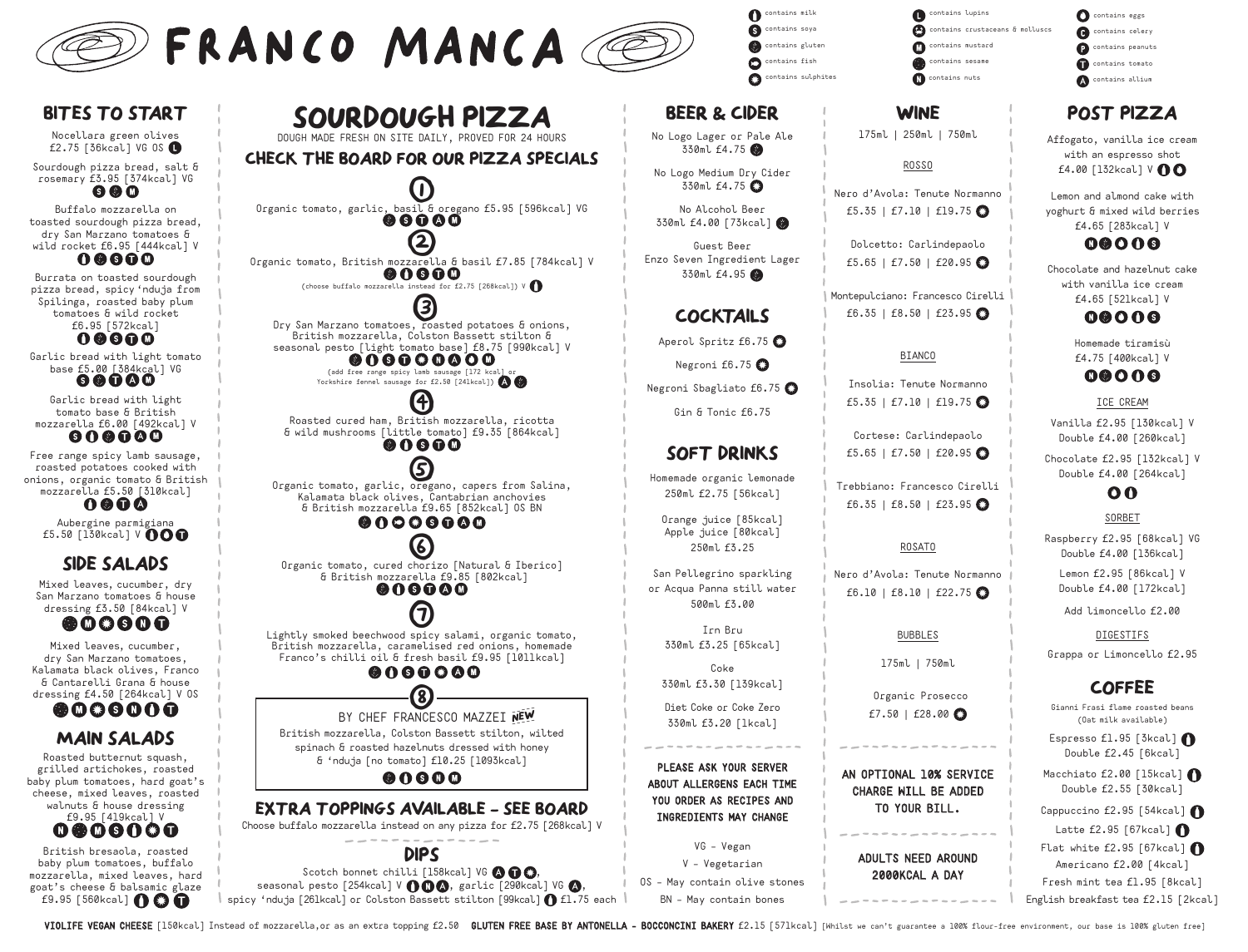# FRANCO MANCA

- Ⓜ contains milk
- Ⓢ contains soya
- contains gluten
- contains fish
- contains sulphites
- Ⓛ contains lupins
- contains crustaceans & molluscs
- Ⓜ contains mustard
- contains sesame
- Ⓝ contains nuts
- contains eggs
- Ⓒ contains celery
- Ⓟ contains peanuts
- Ⓣ contains tomato
- Ⓐ contains allium

## BITES TO START

Nocellara green olives £2.75 [36kcal] VG OS

Sourdough pizza bread, salt & rosemary £3.95 [374kcal] VG

Buffalo mozzarella on toasted sourdough pizza bread, dry San Marzano tomatoes & wild rocket £6.95 [444kcal] V

Burrata on toasted sourdough pizza bread, spicy 'nduja from Spilinga, roasted baby plum tomatoes & wild rocket £6.95 [572kcal]

Garlic bread with light tomato base £5.00 [384kcal] VG

Garlic bread with light tomato base & British mozzarella £6.00 [492kcal] V

Free range spicy lamb sausage, roasted potatoes cooked with onions, organic tomato & British mozzarella £5.50 [310kcal]

Aubergine parmigiana £5.50 [130kcal] V

## SIDE SALADS

Mixed leaves, cucumber, dry San Marzano tomatoes & house dressing £3.50 [84kcal] V

Mixed leaves, cucumber, dry San Marzano tomatoes, Kalamata black olives, Franco & Cantarelli Grana & house dressing £4.50 [264kcal] V OS

## MAIN SALADS

Roasted butternut squash, grilled artichokes, roasted baby plum tomatoes, hard goat's cheese, mixed leaves, roasted walnuts & house dressing £9.95 [419kcal] V

British bresaola, roasted baby plum tomatoes, buffalo mozzarella, mixed leaves, hard goat's cheese & balsamic glaze £9.95 [560kcal]

## SOURDOUGH PIZZA

DOUGH MADE FRESH ON SITE DAILY, PROVED FOR 24 HOURS

### CHECK THE BOARD FOR OUR PIZZA SPECIALS

**1**
Organic tomato, garlic, basil & oregano £5.95 [596kcal] VG

**2**
Organic tomato, British mozzarella & basil £7.85 [784kcal] V
(choose buffalo mozzarella instead for £2.75 [268kcal]) V

**3**
Dry San Marzano tomatoes, roasted potatoes & onions, British mozzarella, Colston Bassett stilton & seasonal pesto [light tomato base] £8.75 [990kcal] V
(add free range spicy lamb sausage [172 kcal] or Yorkshire fennel sausage for £2.50 [241kcal])

**4**
Roasted cured ham, British mozzarella, ricotta & wild mushrooms [little tomato] £9.35 [864kcal]

**5**
Organic tomato, garlic, oregano, capers from Salina, Kalamata black olives, Cantabrian anchovies & British mozzarella £9.65 [852kcal] OS BN

**6**
Organic tomato, cured chorizo [Natural & Iberico] & British mozzarella £9.85 [802kcal]

**7**
Lightly smoked beechwood spicy salami, organic tomato, British mozzarella, caramelised red onions, homemade Franco's chilli oil & fresh basil £9.95 [1011kcal]

**8**
BY CHEF FRANCESCO MAZZEI *NEW*
British mozzarella, Colston Bassett stilton, wilted spinach & roasted hazelnuts dressed with honey & 'nduja [no tomato] £10.25 [1093kcal]

### EXTRA TOPPINGS AVAILABLE - SEE BOARD

Choose buffalo mozzarella instead on any pizza for £2.75 [268kcal] V

### DIPS

Scotch bonnet chilli [158kcal] VG, seasonal pesto [254kcal] V, garlic [290kcal] VG, spicy 'nduja [261kcal] or Colston Bassett stilton [99kcal] £1.75 each

## BEER & CIDER

No Logo Lager or Pale Ale 330ml £4.75

No Logo Medium Dry Cider 330ml £4.75

No Alcohol Beer 330ml £4.00 [73kcal]

Guest Beer
Enzo Seven Ingredient Lager 330ml £4.95

## COCKTAILS

Aperol Spritz £6.75

Negroni £6.75

Negroni Sbagliato £6.75

Gin & Tonic £6.75

## SOFT DRINKS

Homemade organic lemonade 250ml £2.75 [56kcal]

Orange juice [85kcal]
Apple juice [80kcal]
250ml £3.25

San Pellegrino sparkling or Acqua Panna still water 500ml £3.00

Irn Bru 330ml £3.25 [65kcal]

Coke 330ml £3.30 [139kcal]

Diet Coke or Coke Zero 330ml £3.20 [1kcal]

**PLEASE ASK YOUR SERVER ABOUT ALLERGENS EACH TIME YOU ORDER AS RECIPES AND INGREDIENTS MAY CHANGE**

VG - Vegan
V - Vegetarian
OS - May contain olive stones
BN - May contain bones

## WINE

175ml | 250ml | 750ml

### ROSSO

Nero d'Avola: Tenute Normanno £5.35 | £7.10 | £19.75

Dolcetto: Carlindepaolo £5.65 | £7.50 | £20.95

Montepulciano: Francesco Cirelli £6.35 | £8.50 | £23.95

### BIANCO

Insolia: Tenute Normanno £5.35 | £7.10 | £19.75

Cortese: Carlindepaolo £5.65 | £7.50 | £20.95

Trebbiano: Francesco Cirelli £6.35 | £8.50 | £23.95

### ROSATO

Nero d'Avola: Tenute Normanno £6.10 | £8.10 | £22.75

### BUBBLES

175ml | 750ml

Organic Prosecco £7.50 | £28.00

**AN OPTIONAL 10% SERVICE CHARGE WILL BE ADDED TO YOUR BILL.**

**ADULTS NEED AROUND 2000KCAL A DAY**

## POST PIZZA

Affogato, vanilla ice cream with an espresso shot £4.00 [132kcal] V

Lemon and almond cake with yoghurt & mixed wild berries £4.65 [283kcal] V

Chocolate and hazelnut cake with vanilla ice cream £4.65 [521kcal] V

Homemade tiramisù £4.75 [400kcal] V

### ICE CREAM

Vanilla £2.95 [130kcal] V
Double £4.00 [260kcal]

Chocolate £2.95 [132kcal] V
Double £4.00 [264kcal]

### SORBET

Raspberry £2.95 [68kcal] VG
Double £4.00 [136kcal]

Lemon £2.95 [86kcal] V
Double £4.00 [172kcal]

Add limoncello £2.00

### DIGESTIFS

Grappa or Limoncello £2.95

## COFFEE

Gianni Frasi flame roasted beans (Oat milk available)

Espresso £1.95 [3kcal]
Double £2.45 [6kcal]

Macchiato £2.00 [15kcal]
Double £2.55 [30kcal]

Cappuccino £2.95 [54kcal]

Latte £2.95 [67kcal]

Flat white £2.95 [67kcal]

Americano £2.00 [4kcal]

Fresh mint tea £1.95 [8kcal]

English breakfast tea £2.15 [2kcal]

**VIOLIFE VEGAN CHEESE** [150kcal] Instead of mozzarella,or as an extra topping £2.50 **GLUTEN FREE BASE BY ANTONELLA - BOCCONCINI BAKERY** £2.15 [571kcal] [Whilst we can't guarantee a 100% flour-free environment, our base is 100% gluten free]